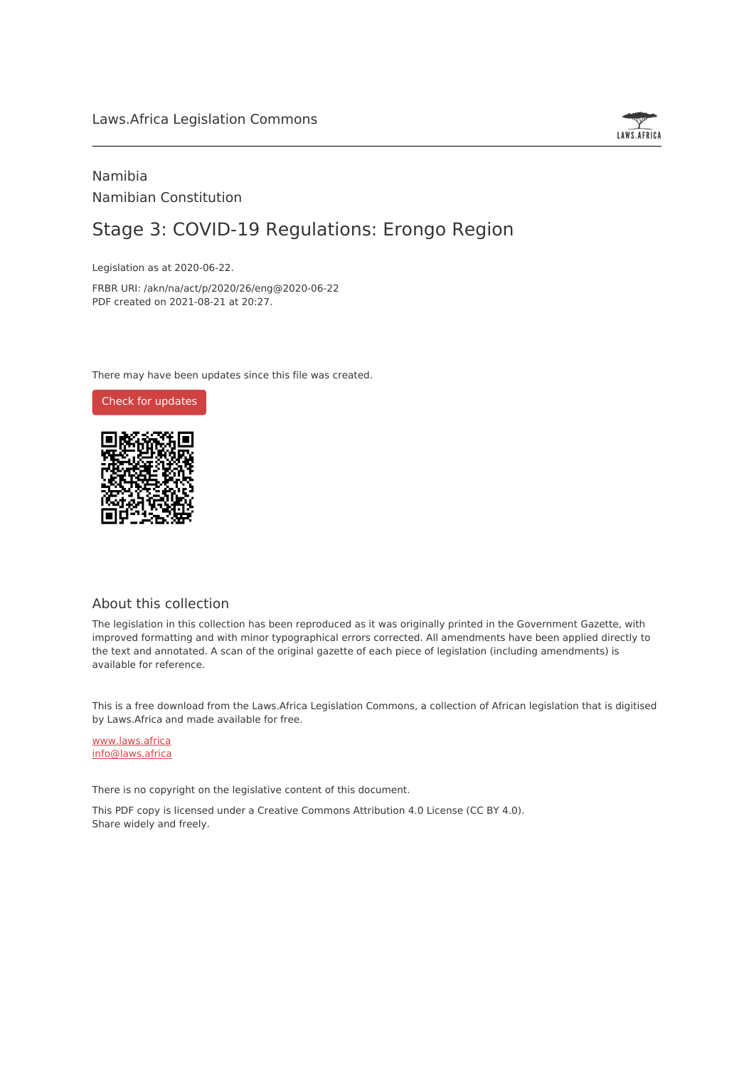Laws.Africa Legislation Commons

Namibia

Namibian Constitution

# Stage 3: COVID-19 Regulations: Erongo Region

Legislation as at 2020-06-22.

FRBR URI: /akn/na/act/p/2020/26/eng@2020-06-22

PDF created on 2021-08-21 at 20:27.

There may have been updates since this file was created.

Check for updates

## About this collection

The legislation in this collection has been reproduced as it was originally printed in the Government Gazette, with improved formatting and with minor typographical errors corrected. All amendments have been applied directly to the text and annotated. A scan of the original gazette of each piece of legislation (including amendments) is available for reference.

This is a free download from the Laws.Africa Legislation Commons, a collection of African legislation that is digitised by Laws.Africa and made available for free.

www.laws.africa
info@laws.africa

There is no copyright on the legislative content of this document.

This PDF copy is licensed under a Creative Commons Attribution 4.0 License (CC BY 4.0).
Share widely and freely.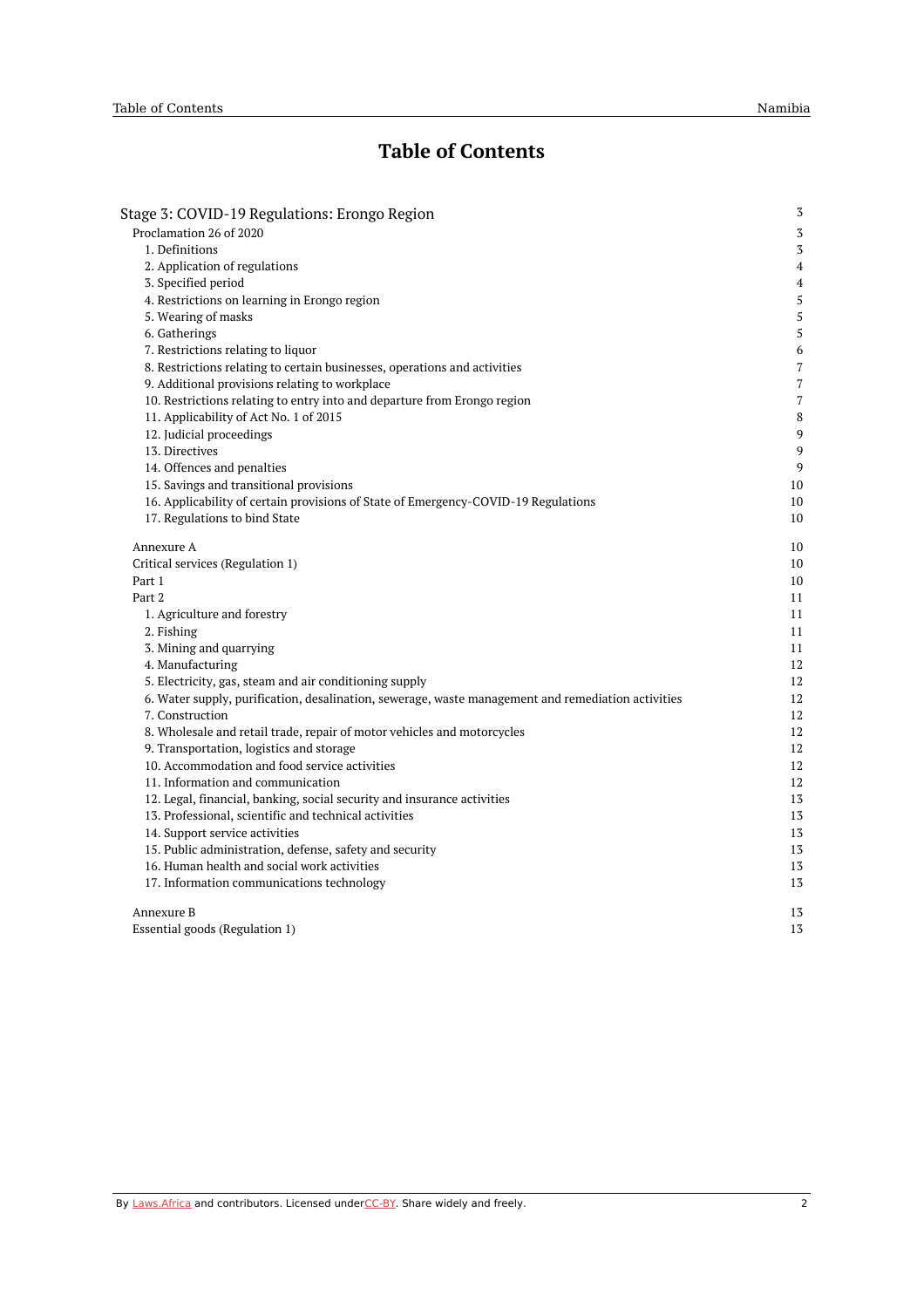# Table of Contents

- Stage 3: COVID-19 Regulations: Erongo Region — 3
  - Proclamation 26 of 2020 — 3
    - 1. Definitions — 3
    - 2. Application of regulations — 4
    - 3. Specified period — 4
    - 4. Restrictions on learning in Erongo region — 5
    - 5. Wearing of masks — 5
    - 6. Gatherings — 5
    - 7. Restrictions relating to liquor — 6
    - 8. Restrictions relating to certain businesses, operations and activities — 7
    - 9. Additional provisions relating to workplace — 7
    - 10. Restrictions relating to entry into and departure from Erongo region — 7
    - 11. Applicability of Act No. 1 of 2015 — 8
    - 12. Judicial proceedings — 9
    - 13. Directives — 9
    - 14. Offences and penalties — 9
    - 15. Savings and transitional provisions — 10
    - 16. Applicability of certain provisions of State of Emergency-COVID-19 Regulations — 10
    - 17. Regulations to bind State — 10
  - Annexure A — 10
  - Critical services (Regulation 1) — 10
  - Part 1 — 10
  - Part 2 — 11
    - 1. Agriculture and forestry — 11
    - 2. Fishing — 11
    - 3. Mining and quarrying — 11
    - 4. Manufacturing — 12
    - 5. Electricity, gas, steam and air conditioning supply — 12
    - 6. Water supply, purification, desalination, sewerage, waste management and remediation activities — 12
    - 7. Construction — 12
    - 8. Wholesale and retail trade, repair of motor vehicles and motorcycles — 12
    - 9. Transportation, logistics and storage — 12
    - 10. Accommodation and food service activities — 12
    - 11. Information and communication — 12
    - 12. Legal, financial, banking, social security and insurance activities — 13
    - 13. Professional, scientific and technical activities — 13
    - 14. Support service activities — 13
    - 15. Public administration, defense, safety and security — 13
    - 16. Human health and social work activities — 13
    - 17. Information communications technology — 13
  - Annexure B — 13
  - Essential goods (Regulation 1) — 13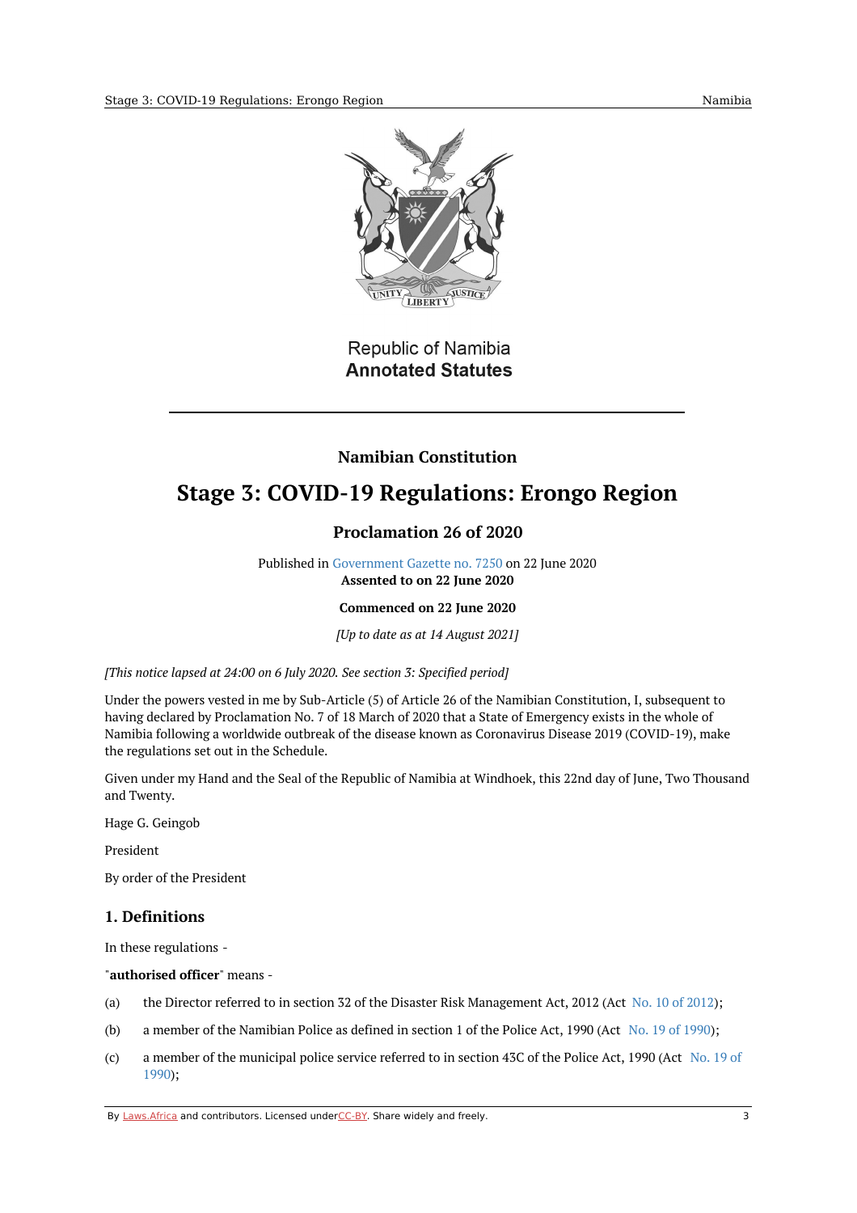Republic of Namibia
**Annotated Statutes**

## Namibian Constitution

# Stage 3: COVID-19 Regulations: Erongo Region

## Proclamation 26 of 2020

Published in Government Gazette no. 7250 on 22 June 2020
**Assented to on 22 June 2020**

**Commenced on 22 June 2020**

*[Up to date as at 14 August 2021]*

*[This notice lapsed at 24:00 on 6 July 2020. See section 3: Specified period]*

Under the powers vested in me by Sub-Article (5) of Article 26 of the Namibian Constitution, I, subsequent to having declared by Proclamation No. 7 of 18 March of 2020 that a State of Emergency exists in the whole of Namibia following a worldwide outbreak of the disease known as Coronavirus Disease 2019 (COVID-19), make the regulations set out in the Schedule.

Given under my Hand and the Seal of the Republic of Namibia at Windhoek, this 22nd day of June, Two Thousand and Twenty.

Hage G. Geingob

President

By order of the President

### 1. Definitions

In these regulations -

"**authorised officer**" means -

(a) the Director referred to in section 32 of the Disaster Risk Management Act, 2012 (Act No. 10 of 2012);

(b) a member of the Namibian Police as defined in section 1 of the Police Act, 1990 (Act No. 19 of 1990);

(c) a member of the municipal police service referred to in section 43C of the Police Act, 1990 (Act No. 19 of 1990);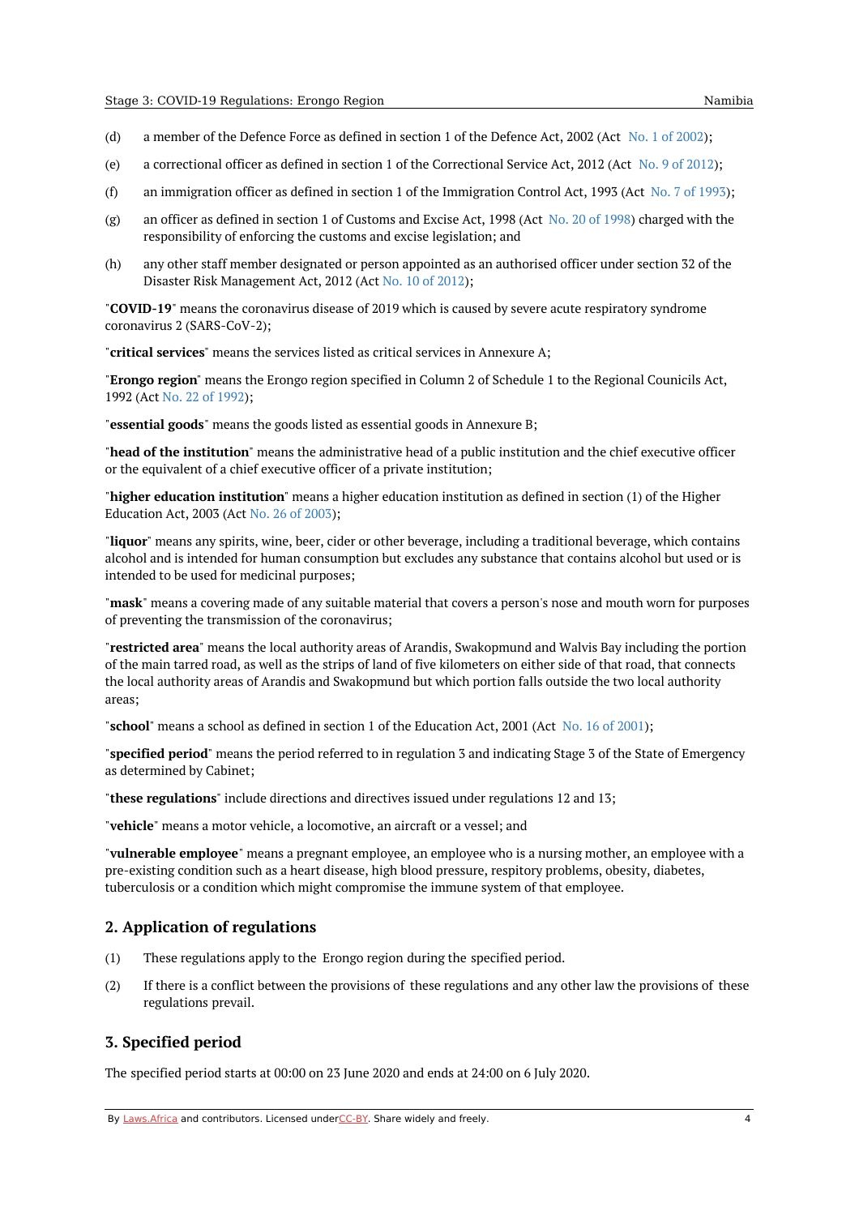(d) a member of the Defence Force as defined in section 1 of the Defence Act, 2002 (Act No. 1 of 2002);

(e) a correctional officer as defined in section 1 of the Correctional Service Act, 2012 (Act No. 9 of 2012);

(f) an immigration officer as defined in section 1 of the Immigration Control Act, 1993 (Act No. 7 of 1993);

(g) an officer as defined in section 1 of Customs and Excise Act, 1998 (Act No. 20 of 1998) charged with the responsibility of enforcing the customs and excise legislation; and

(h) any other staff member designated or person appointed as an authorised officer under section 32 of the Disaster Risk Management Act, 2012 (Act No. 10 of 2012);

"**COVID-19**" means the coronavirus disease of 2019 which is caused by severe acute respiratory syndrome coronavirus 2 (SARS-CoV-2);

"**critical services**" means the services listed as critical services in Annexure A;

"**Erongo region**" means the Erongo region specified in Column 2 of Schedule 1 to the Regional Councils Act, 1992 (Act No. 22 of 1992);

"**essential goods**" means the goods listed as essential goods in Annexure B;

"**head of the institution**" means the administrative head of a public institution and the chief executive officer or the equivalent of a chief executive officer of a private institution;

"**higher education institution**" means a higher education institution as defined in section (1) of the Higher Education Act, 2003 (Act No. 26 of 2003);

"**liquor**" means any spirits, wine, beer, cider or other beverage, including a traditional beverage, which contains alcohol and is intended for human consumption but excludes any substance that contains alcohol but used or is intended to be used for medicinal purposes;

"**mask**" means a covering made of any suitable material that covers a person's nose and mouth worn for purposes of preventing the transmission of the coronavirus;

"**restricted area**" means the local authority areas of Arandis, Swakopmund and Walvis Bay including the portion of the main tarred road, as well as the strips of land of five kilometers on either side of that road, that connects the local authority areas of Arandis and Swakopmund but which portion falls outside the two local authority areas;

"**school**" means a school as defined in section 1 of the Education Act, 2001 (Act No. 16 of 2001);

"**specified period**" means the period referred to in regulation 3 and indicating Stage 3 of the State of Emergency as determined by Cabinet;

"**these regulations**" include directions and directives issued under regulations 12 and 13;

"**vehicle**" means a motor vehicle, a locomotive, an aircraft or a vessel; and

"**vulnerable employee**" means a pregnant employee, an employee who is a nursing mother, an employee with a pre-existing condition such as a heart disease, high blood pressure, respitory problems, obesity, diabetes, tuberculosis or a condition which might compromise the immune system of that employee.

## 2. Application of regulations

(1) These regulations apply to the Erongo region during the specified period.

(2) If there is a conflict between the provisions of these regulations and any other law the provisions of these regulations prevail.

## 3. Specified period

The specified period starts at 00:00 on 23 June 2020 and ends at 24:00 on 6 July 2020.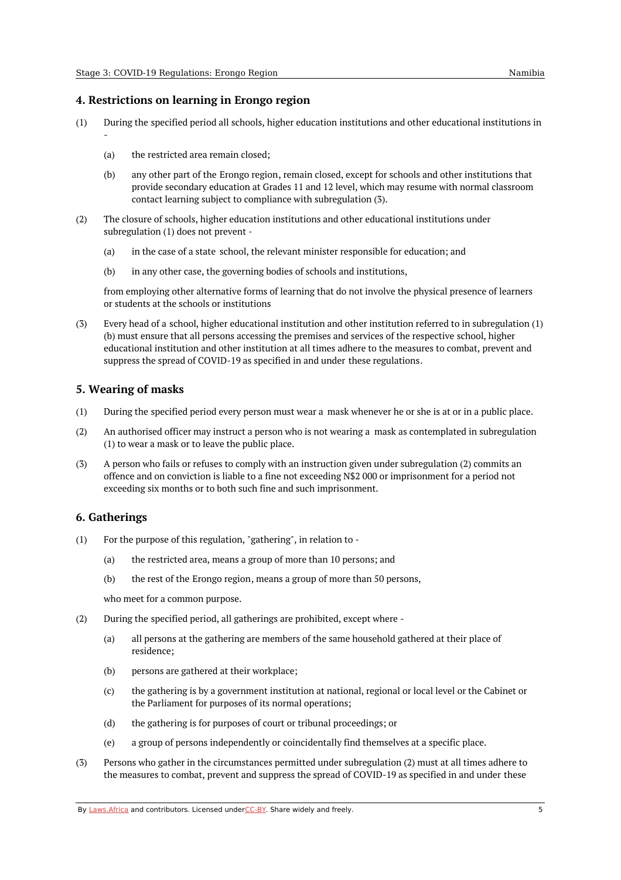## 4. Restrictions on learning in Erongo region

(1) During the specified period all schools, higher education institutions and other educational institutions in -

(a) the restricted area remain closed;

(b) any other part of the Erongo region, remain closed, except for schools and other institutions that provide secondary education at Grades 11 and 12 level, which may resume with normal classroom contact learning subject to compliance with subregulation (3).

(2) The closure of schools, higher education institutions and other educational institutions under subregulation (1) does not prevent -

(a) in the case of a state school, the relevant minister responsible for education; and

(b) in any other case, the governing bodies of schools and institutions,

from employing other alternative forms of learning that do not involve the physical presence of learners or students at the schools or institutions

(3) Every head of a school, higher educational institution and other institution referred to in subregulation (1)(b) must ensure that all persons accessing the premises and services of the respective school, higher educational institution and other institution at all times adhere to the measures to combat, prevent and suppress the spread of COVID-19 as specified in and under these regulations.

## 5. Wearing of masks

(1) During the specified period every person must wear a mask whenever he or she is at or in a public place.

(2) An authorised officer may instruct a person who is not wearing a mask as contemplated in subregulation (1) to wear a mask or to leave the public place.

(3) A person who fails or refuses to comply with an instruction given under subregulation (2) commits an offence and on conviction is liable to a fine not exceeding N$2 000 or imprisonment for a period not exceeding six months or to both such fine and such imprisonment.

## 6. Gatherings

(1) For the purpose of this regulation, "gathering", in relation to -

(a) the restricted area, means a group of more than 10 persons; and

(b) the rest of the Erongo region, means a group of more than 50 persons,

who meet for a common purpose.

(2) During the specified period, all gatherings are prohibited, except where -

(a) all persons at the gathering are members of the same household gathered at their place of residence;

(b) persons are gathered at their workplace;

(c) the gathering is by a government institution at national, regional or local level or the Cabinet or the Parliament for purposes of its normal operations;

(d) the gathering is for purposes of court or tribunal proceedings; or

(e) a group of persons independently or coincidentally find themselves at a specific place.

(3) Persons who gather in the circumstances permitted under subregulation (2) must at all times adhere to the measures to combat, prevent and suppress the spread of COVID-19 as specified in and under these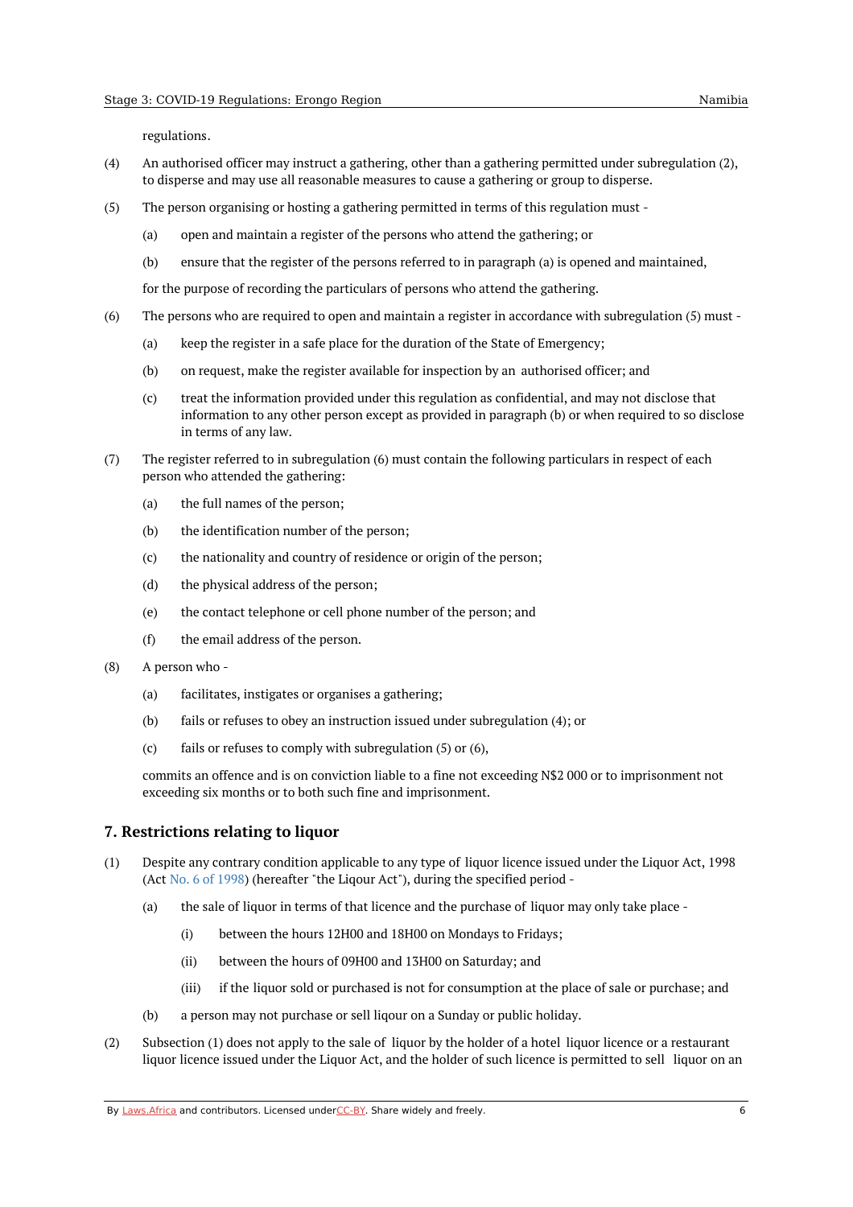regulations.

(4) An authorised officer may instruct a gathering, other than a gathering permitted under subregulation (2), to disperse and may use all reasonable measures to cause a gathering or group to disperse.

(5) The person organising or hosting a gathering permitted in terms of this regulation must -

(a) open and maintain a register of the persons who attend the gathering; or

(b) ensure that the register of the persons referred to in paragraph (a) is opened and maintained,

for the purpose of recording the particulars of persons who attend the gathering.

(6) The persons who are required to open and maintain a register in accordance with subregulation (5) must -

(a) keep the register in a safe place for the duration of the State of Emergency;

(b) on request, make the register available for inspection by an authorised officer; and

(c) treat the information provided under this regulation as confidential, and may not disclose that information to any other person except as provided in paragraph (b) or when required to so disclose in terms of any law.

(7) The register referred to in subregulation (6) must contain the following particulars in respect of each person who attended the gathering:

(a) the full names of the person;

(b) the identification number of the person;

(c) the nationality and country of residence or origin of the person;

(d) the physical address of the person;

(e) the contact telephone or cell phone number of the person; and

(f) the email address of the person.

(8) A person who -

(a) facilitates, instigates or organises a gathering;

(b) fails or refuses to obey an instruction issued under subregulation (4); or

(c) fails or refuses to comply with subregulation (5) or (6),

commits an offence and is on conviction liable to a fine not exceeding N$2 000 or to imprisonment not exceeding six months or to both such fine and imprisonment.

## 7. Restrictions relating to liquor

(1) Despite any contrary condition applicable to any type of liquor licence issued under the Liquor Act, 1998 (Act No. 6 of 1998) (hereafter "the Liqour Act"), during the specified period -

(a) the sale of liquor in terms of that licence and the purchase of liquor may only take place -

(i) between the hours 12H00 and 18H00 on Mondays to Fridays;

(ii) between the hours of 09H00 and 13H00 on Saturday; and

(iii) if the liquor sold or purchased is not for consumption at the place of sale or purchase; and

(b) a person may not purchase or sell liqour on a Sunday or public holiday.

(2) Subsection (1) does not apply to the sale of liquor by the holder of a hotel liquor licence or a restaurant liquor licence issued under the Liquor Act, and the holder of such licence is permitted to sell liquor on an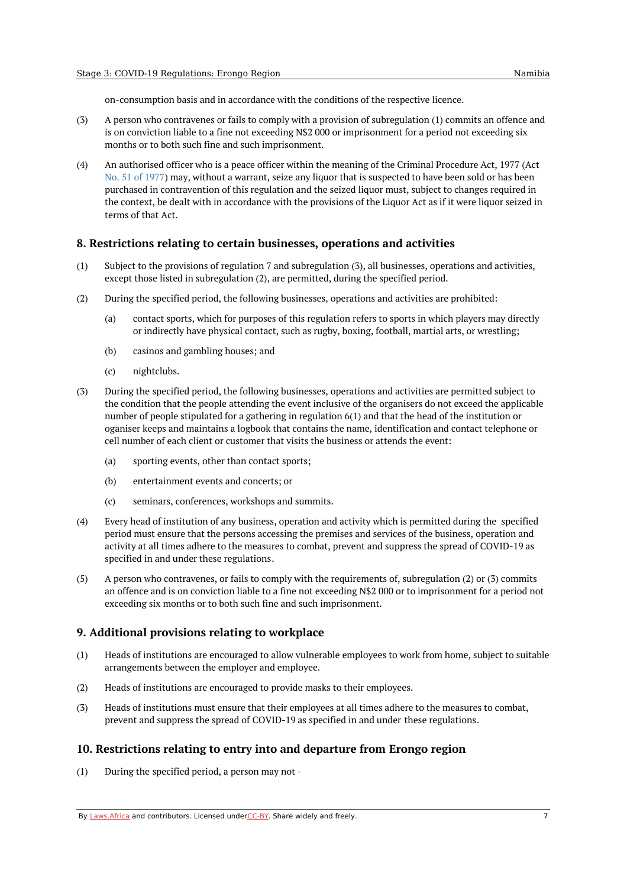on-consumption basis and in accordance with the conditions of the respective licence.

(3) A person who contravenes or fails to comply with a provision of subregulation (1) commits an offence and is on conviction liable to a fine not exceeding N$2 000 or imprisonment for a period not exceeding six months or to both such fine and such imprisonment.

(4) An authorised officer who is a peace officer within the meaning of the Criminal Procedure Act, 1977 (Act No. 51 of 1977) may, without a warrant, seize any liquor that is suspected to have been sold or has been purchased in contravention of this regulation and the seized liquor must, subject to changes required in the context, be dealt with in accordance with the provisions of the Liquor Act as if it were liquor seized in terms of that Act.

## 8. Restrictions relating to certain businesses, operations and activities

(1) Subject to the provisions of regulation 7 and subregulation (3), all businesses, operations and activities, except those listed in subregulation (2), are permitted, during the specified period.

(2) During the specified period, the following businesses, operations and activities are prohibited:

(a) contact sports, which for purposes of this regulation refers to sports in which players may directly or indirectly have physical contact, such as rugby, boxing, football, martial arts, or wrestling;

(b) casinos and gambling houses; and

(c) nightclubs.

(3) During the specified period, the following businesses, operations and activities are permitted subject to the condition that the people attending the event inclusive of the organisers do not exceed the applicable number of people stipulated for a gathering in regulation 6(1) and that the head of the institution or organiser keeps and maintains a logbook that contains the name, identification and contact telephone or cell number of each client or customer that visits the business or attends the event:

(a) sporting events, other than contact sports;

(b) entertainment events and concerts; or

(c) seminars, conferences, workshops and summits.

(4) Every head of institution of any business, operation and activity which is permitted during the specified period must ensure that the persons accessing the premises and services of the business, operation and activity at all times adhere to the measures to combat, prevent and suppress the spread of COVID-19 as specified in and under these regulations.

(5) A person who contravenes, or fails to comply with the requirements of, subregulation (2) or (3) commits an offence and is on conviction liable to a fine not exceeding N$2 000 or to imprisonment for a period not exceeding six months or to both such fine and such imprisonment.

## 9. Additional provisions relating to workplace

(1) Heads of institutions are encouraged to allow vulnerable employees to work from home, subject to suitable arrangements between the employer and employee.

(2) Heads of institutions are encouraged to provide masks to their employees.

(3) Heads of institutions must ensure that their employees at all times adhere to the measures to combat, prevent and suppress the spread of COVID-19 as specified in and under these regulations.

## 10. Restrictions relating to entry into and departure from Erongo region

(1) During the specified period, a person may not -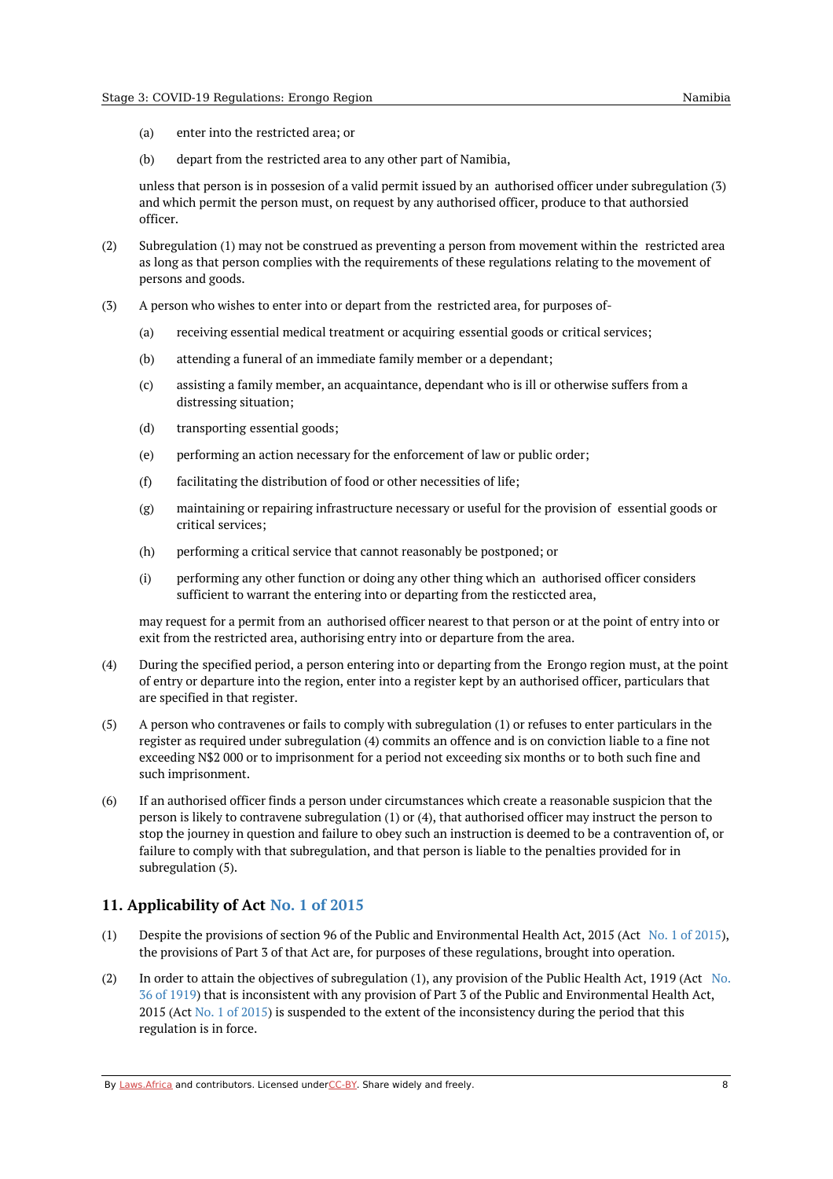(a) enter into the restricted area; or

(b) depart from the restricted area to any other part of Namibia,

unless that person is in possesion of a valid permit issued by an authorised officer under subregulation (3) and which permit the person must, on request by any authorised officer, produce to that authorsied officer.

(2) Subregulation (1) may not be construed as preventing a person from movement within the restricted area as long as that person complies with the requirements of these regulations relating to the movement of persons and goods.

(3) A person who wishes to enter into or depart from the restricted area, for purposes of-

(a) receiving essential medical treatment or acquiring essential goods or critical services;

(b) attending a funeral of an immediate family member or a dependant;

(c) assisting a family member, an acquaintance, dependant who is ill or otherwise suffers from a distressing situation;

(d) transporting essential goods;

(e) performing an action necessary for the enforcement of law or public order;

(f) facilitating the distribution of food or other necessities of life;

(g) maintaining or repairing infrastructure necessary or useful for the provision of essential goods or critical services;

(h) performing a critical service that cannot reasonably be postponed; or

(i) performing any other function or doing any other thing which an authorised officer considers sufficient to warrant the entering into or departing from the resticcted area,

may request for a permit from an authorised officer nearest to that person or at the point of entry into or exit from the restricted area, authorising entry into or departure from the area.

(4) During the specified period, a person entering into or departing from the Erongo region must, at the point of entry or departure into the region, enter into a register kept by an authorised officer, particulars that are specified in that register.

(5) A person who contravenes or fails to comply with subregulation (1) or refuses to enter particulars in the register as required under subregulation (4) commits an offence and is on conviction liable to a fine not exceeding N$2 000 or to imprisonment for a period not exceeding six months or to both such fine and such imprisonment.

(6) If an authorised officer finds a person under circumstances which create a reasonable suspicion that the person is likely to contravene subregulation (1) or (4), that authorised officer may instruct the person to stop the journey in question and failure to obey such an instruction is deemed to be a contravention of, or failure to comply with that subregulation, and that person is liable to the penalties provided for in subregulation (5).

## 11. Applicability of Act No. 1 of 2015

(1) Despite the provisions of section 96 of the Public and Environmental Health Act, 2015 (Act No. 1 of 2015), the provisions of Part 3 of that Act are, for purposes of these regulations, brought into operation.

(2) In order to attain the objectives of subregulation (1), any provision of the Public Health Act, 1919 (Act No. 36 of 1919) that is inconsistent with any provision of Part 3 of the Public and Environmental Health Act, 2015 (Act No. 1 of 2015) is suspended to the extent of the inconsistency during the period that this regulation is in force.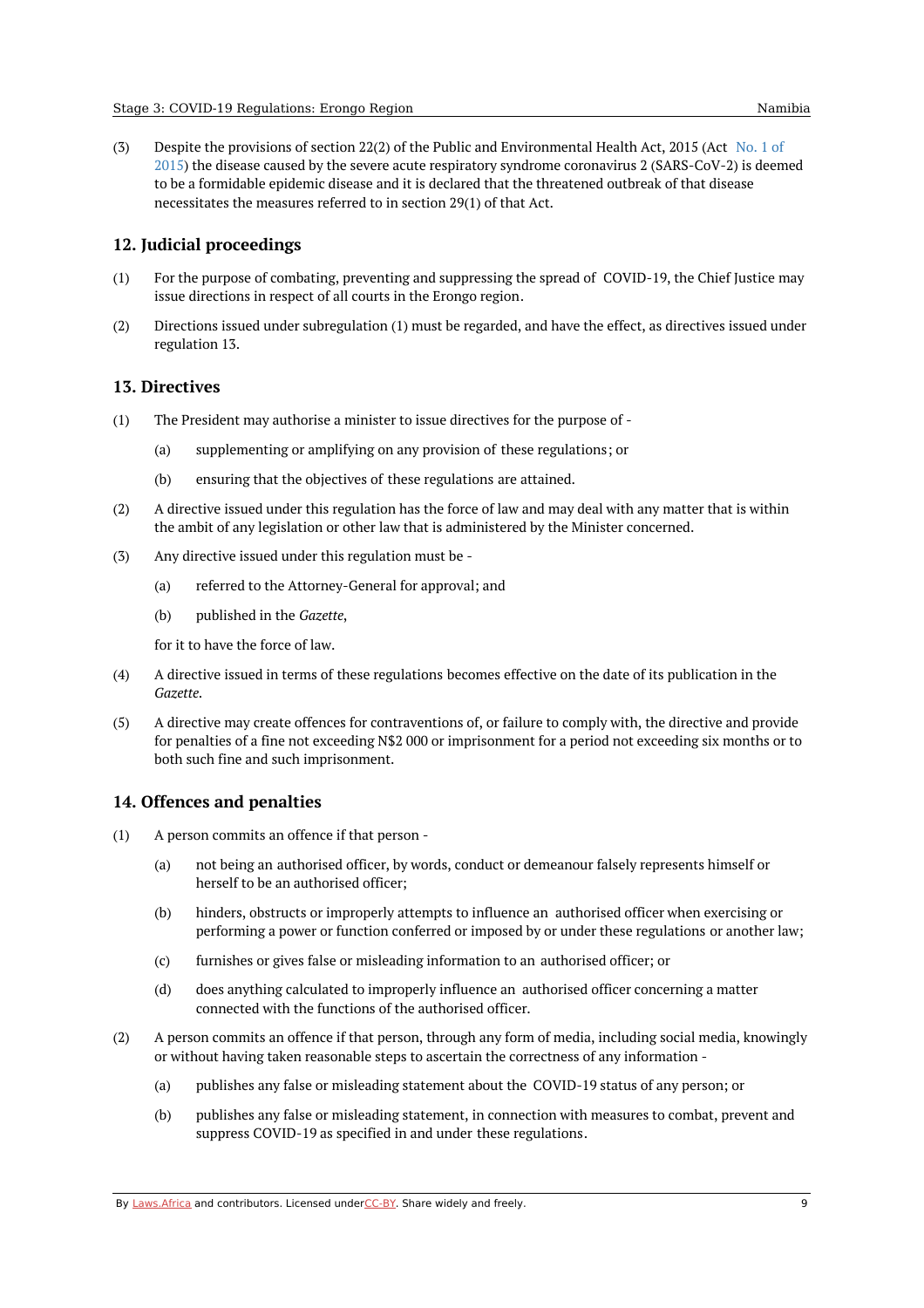(3) Despite the provisions of section 22(2) of the Public and Environmental Health Act, 2015 (Act No. 1 of 2015) the disease caused by the severe acute respiratory syndrome coronavirus 2 (SARS-CoV-2) is deemed to be a formidable epidemic disease and it is declared that the threatened outbreak of that disease necessitates the measures referred to in section 29(1) of that Act.

## 12. Judicial proceedings

(1) For the purpose of combating, preventing and suppressing the spread of COVID-19, the Chief Justice may issue directions in respect of all courts in the Erongo region.

(2) Directions issued under subregulation (1) must be regarded, and have the effect, as directives issued under regulation 13.

## 13. Directives

(1) The President may authorise a minister to issue directives for the purpose of -

- (a) supplementing or amplifying on any provision of these regulations; or
- (b) ensuring that the objectives of these regulations are attained.

(2) A directive issued under this regulation has the force of law and may deal with any matter that is within the ambit of any legislation or other law that is administered by the Minister concerned.

(3) Any directive issued under this regulation must be -

- (a) referred to the Attorney-General for approval; and
- (b) published in the *Gazette*,

for it to have the force of law.

(4) A directive issued in terms of these regulations becomes effective on the date of its publication in the *Gazette*.

(5) A directive may create offences for contraventions of, or failure to comply with, the directive and provide for penalties of a fine not exceeding N$2 000 or imprisonment for a period not exceeding six months or to both such fine and such imprisonment.

## 14. Offences and penalties

(1) A person commits an offence if that person -

- (a) not being an authorised officer, by words, conduct or demeanour falsely represents himself or herself to be an authorised officer;
- (b) hinders, obstructs or improperly attempts to influence an authorised officer when exercising or performing a power or function conferred or imposed by or under these regulations or another law;
- (c) furnishes or gives false or misleading information to an authorised officer; or
- (d) does anything calculated to improperly influence an authorised officer concerning a matter connected with the functions of the authorised officer.

(2) A person commits an offence if that person, through any form of media, including social media, knowingly or without having taken reasonable steps to ascertain the correctness of any information -

- (a) publishes any false or misleading statement about the COVID-19 status of any person; or
- (b) publishes any false or misleading statement, in connection with measures to combat, prevent and suppress COVID-19 as specified in and under these regulations.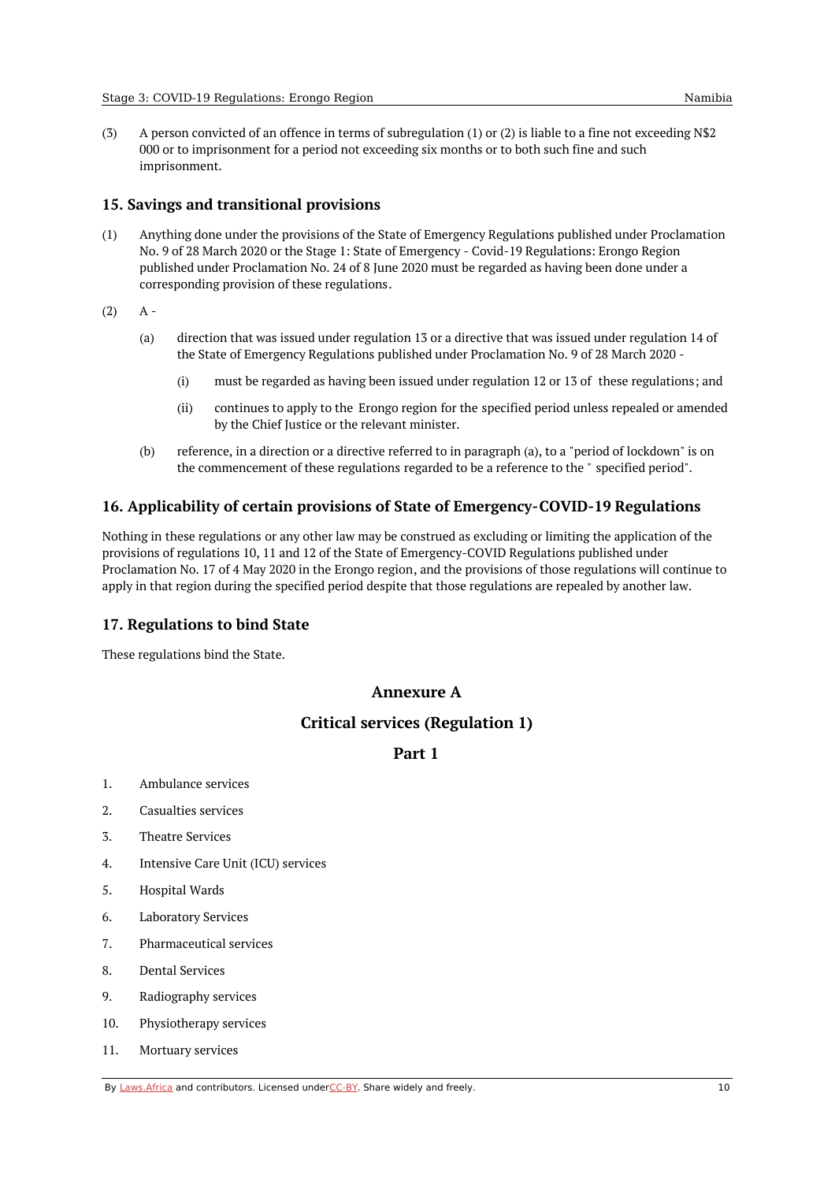(3) A person convicted of an offence in terms of subregulation (1) or (2) is liable to a fine not exceeding N$2 000 or to imprisonment for a period not exceeding six months or to both such fine and such imprisonment.

## 15. Savings and transitional provisions

(1) Anything done under the provisions of the State of Emergency Regulations published under Proclamation No. 9 of 28 March 2020 or the Stage 1: State of Emergency - Covid-19 Regulations: Erongo Region published under Proclamation No. 24 of 8 June 2020 must be regarded as having been done under a corresponding provision of these regulations.

(2) A -

(a) direction that was issued under regulation 13 or a directive that was issued under regulation 14 of the State of Emergency Regulations published under Proclamation No. 9 of 28 March 2020 -

(i) must be regarded as having been issued under regulation 12 or 13 of these regulations; and

(ii) continues to apply to the Erongo region for the specified period unless repealed or amended by the Chief Justice or the relevant minister.

(b) reference, in a direction or a directive referred to in paragraph (a), to a "period of lockdown" is on the commencement of these regulations regarded to be a reference to the " specified period".

## 16. Applicability of certain provisions of State of Emergency-COVID-19 Regulations

Nothing in these regulations or any other law may be construed as excluding or limiting the application of the provisions of regulations 10, 11 and 12 of the State of Emergency-COVID Regulations published under Proclamation No. 17 of 4 May 2020 in the Erongo region, and the provisions of those regulations will continue to apply in that region during the specified period despite that those regulations are repealed by another law.

## 17. Regulations to bind State

These regulations bind the State.

## Annexure A

## Critical services (Regulation 1)

## Part 1

1. Ambulance services
2. Casualties services
3. Theatre Services
4. Intensive Care Unit (ICU) services
5. Hospital Wards
6. Laboratory Services
7. Pharmaceutical services
8. Dental Services
9. Radiography services
10. Physiotherapy services
11. Mortuary services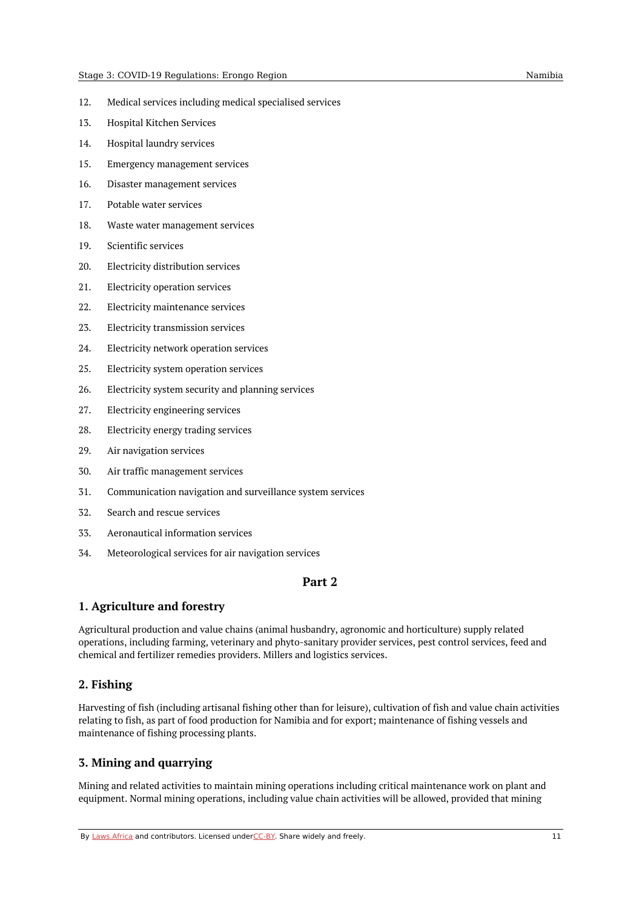12. Medical services including medical specialised services
13. Hospital Kitchen Services
14. Hospital laundry services
15. Emergency management services
16. Disaster management services
17. Potable water services
18. Waste water management services
19. Scientific services
20. Electricity distribution services
21. Electricity operation services
22. Electricity maintenance services
23. Electricity transmission services
24. Electricity network operation services
25. Electricity system operation services
26. Electricity system security and planning services
27. Electricity engineering services
28. Electricity energy trading services
29. Air navigation services
30. Air traffic management services
31. Communication navigation and surveillance system services
32. Search and rescue services
33. Aeronautical information services
34. Meteorological services for air navigation services

## Part 2

### 1. Agriculture and forestry

Agricultural production and value chains (animal husbandry, agronomic and horticulture) supply related operations, including farming, veterinary and phyto-sanitary provider services, pest control services, feed and chemical and fertilizer remedies providers. Millers and logistics services.

### 2. Fishing

Harvesting of fish (including artisanal fishing other than for leisure), cultivation of fish and value chain activities relating to fish, as part of food production for Namibia and for export; maintenance of fishing vessels and maintenance of fishing processing plants.

### 3. Mining and quarrying

Mining and related activities to maintain mining operations including critical maintenance work on plant and equipment. Normal mining operations, including value chain activities will be allowed, provided that mining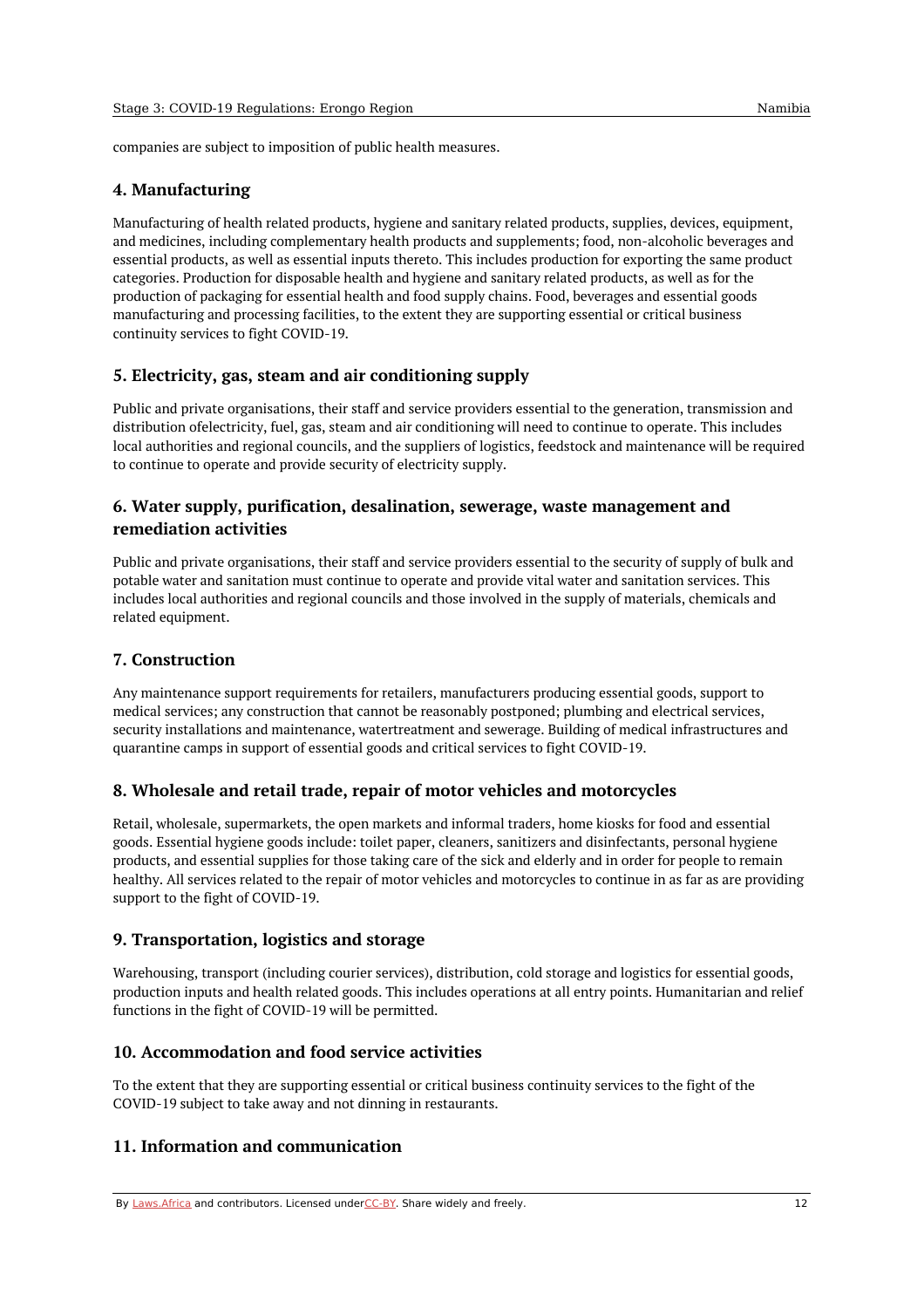companies are subject to imposition of public health measures.

## 4. Manufacturing

Manufacturing of health related products, hygiene and sanitary related products, supplies, devices, equipment, and medicines, including complementary health products and supplements; food, non-alcoholic beverages and essential products, as well as essential inputs thereto. This includes production for exporting the same product categories. Production for disposable health and hygiene and sanitary related products, as well as for the production of packaging for essential health and food supply chains. Food, beverages and essential goods manufacturing and processing facilities, to the extent they are supporting essential or critical business continuity services to fight COVID-19.

## 5. Electricity, gas, steam and air conditioning supply

Public and private organisations, their staff and service providers essential to the generation, transmission and distribution ofelectricity, fuel, gas, steam and air conditioning will need to continue to operate. This includes local authorities and regional councils, and the suppliers of logistics, feedstock and maintenance will be required to continue to operate and provide security of electricity supply.

## 6. Water supply, purification, desalination, sewerage, waste management and remediation activities

Public and private organisations, their staff and service providers essential to the security of supply of bulk and potable water and sanitation must continue to operate and provide vital water and sanitation services. This includes local authorities and regional councils and those involved in the supply of materials, chemicals and related equipment.

## 7. Construction

Any maintenance support requirements for retailers, manufacturers producing essential goods, support to medical services; any construction that cannot be reasonably postponed; plumbing and electrical services, security installations and maintenance, watertreatment and sewerage. Building of medical infrastructures and quarantine camps in support of essential goods and critical services to fight COVID-19.

## 8. Wholesale and retail trade, repair of motor vehicles and motorcycles

Retail, wholesale, supermarkets, the open markets and informal traders, home kiosks for food and essential goods. Essential hygiene goods include: toilet paper, cleaners, sanitizers and disinfectants, personal hygiene products, and essential supplies for those taking care of the sick and elderly and in order for people to remain healthy. All services related to the repair of motor vehicles and motorcycles to continue in as far as are providing support to the fight of COVID-19.

## 9. Transportation, logistics and storage

Warehousing, transport (including courier services), distribution, cold storage and logistics for essential goods, production inputs and health related goods. This includes operations at all entry points. Humanitarian and relief functions in the fight of COVID-19 will be permitted.

## 10. Accommodation and food service activities

To the extent that they are supporting essential or critical business continuity services to the fight of the COVID-19 subject to take away and not dinning in restaurants.

## 11. Information and communication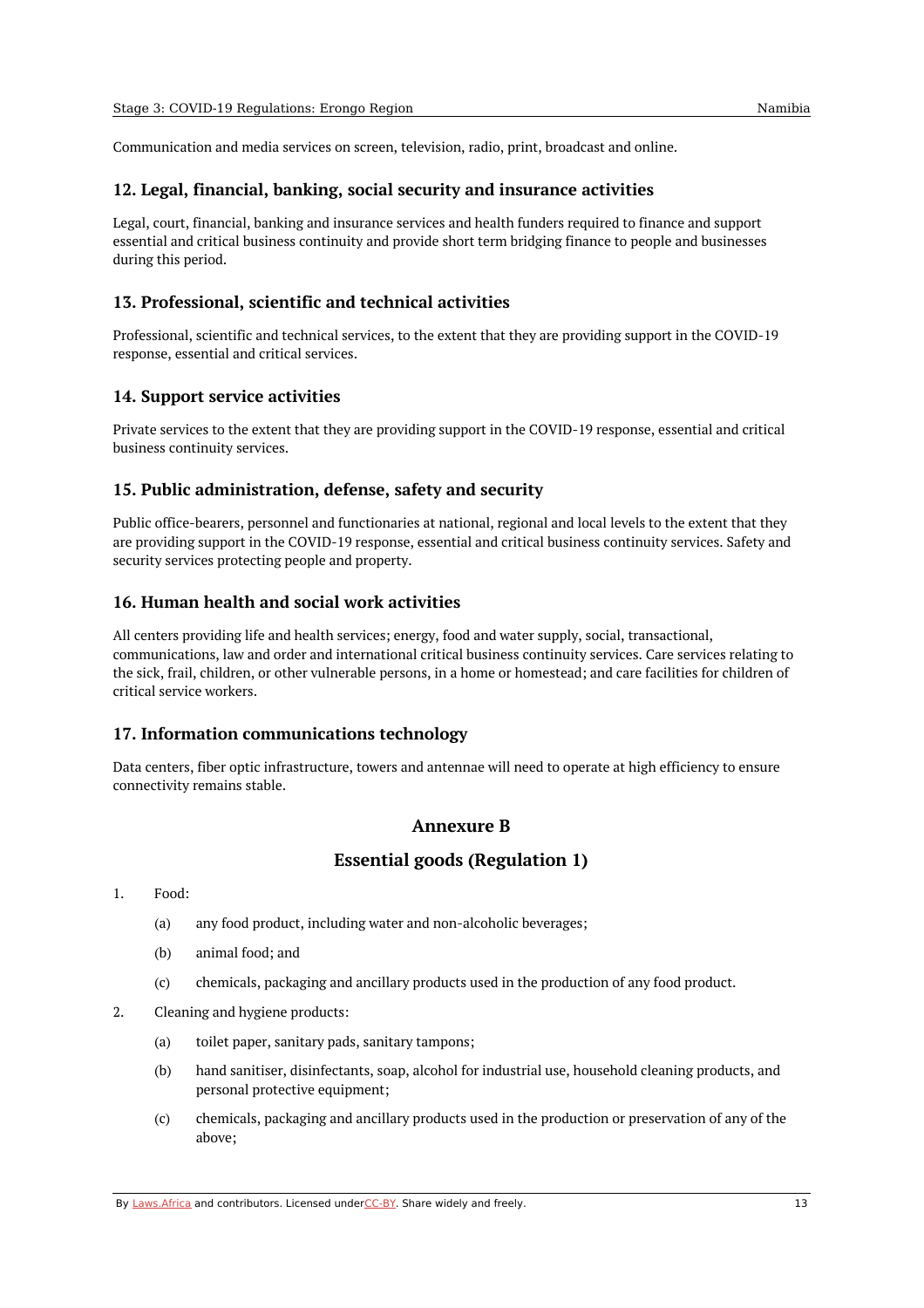Communication and media services on screen, television, radio, print, broadcast and online.

### 12. Legal, financial, banking, social security and insurance activities

Legal, court, financial, banking and insurance services and health funders required to finance and support essential and critical business continuity and provide short term bridging finance to people and businesses during this period.

### 13. Professional, scientific and technical activities

Professional, scientific and technical services, to the extent that they are providing support in the COVID-19 response, essential and critical services.

### 14. Support service activities

Private services to the extent that they are providing support in the COVID-19 response, essential and critical business continuity services.

### 15. Public administration, defense, safety and security

Public office-bearers, personnel and functionaries at national, regional and local levels to the extent that they are providing support in the COVID-19 response, essential and critical business continuity services. Safety and security services protecting people and property.

### 16. Human health and social work activities

All centers providing life and health services; energy, food and water supply, social, transactional, communications, law and order and international critical business continuity services. Care services relating to the sick, frail, children, or other vulnerable persons, in a home or homestead; and care facilities for children of critical service workers.

### 17. Information communications technology

Data centers, fiber optic infrastructure, towers and antennae will need to operate at high efficiency to ensure connectivity remains stable.

## Annexure B

## Essential goods (Regulation 1)

1. Food:

   (a) any food product, including water and non-alcoholic beverages;

   (b) animal food; and

   (c) chemicals, packaging and ancillary products used in the production of any food product.

2. Cleaning and hygiene products:

   (a) toilet paper, sanitary pads, sanitary tampons;

   (b) hand sanitiser, disinfectants, soap, alcohol for industrial use, household cleaning products, and personal protective equipment;

   (c) chemicals, packaging and ancillary products used in the production or preservation of any of the above;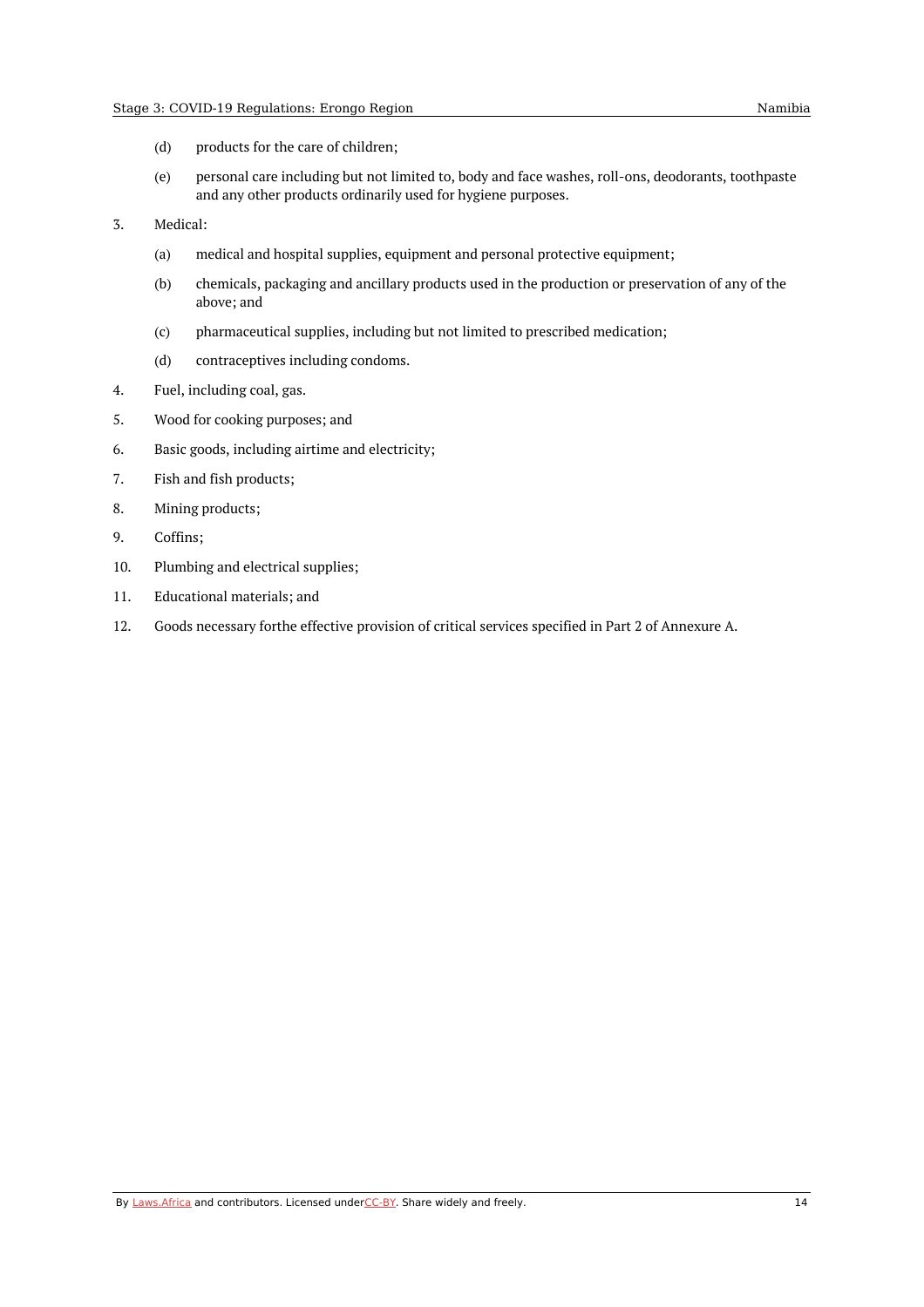(d) products for the care of children;

(e) personal care including but not limited to, body and face washes, roll-ons, deodorants, toothpaste and any other products ordinarily used for hygiene purposes.

3. Medical:

(a) medical and hospital supplies, equipment and personal protective equipment;

(b) chemicals, packaging and ancillary products used in the production or preservation of any of the above; and

(c) pharmaceutical supplies, including but not limited to prescribed medication;

(d) contraceptives including condoms.

4. Fuel, including coal, gas.

5. Wood for cooking purposes; and

6. Basic goods, including airtime and electricity;

7. Fish and fish products;

8. Mining products;

9. Coffins;

10. Plumbing and electrical supplies;

11. Educational materials; and

12. Goods necessary forthe effective provision of critical services specified in Part 2 of Annexure A.